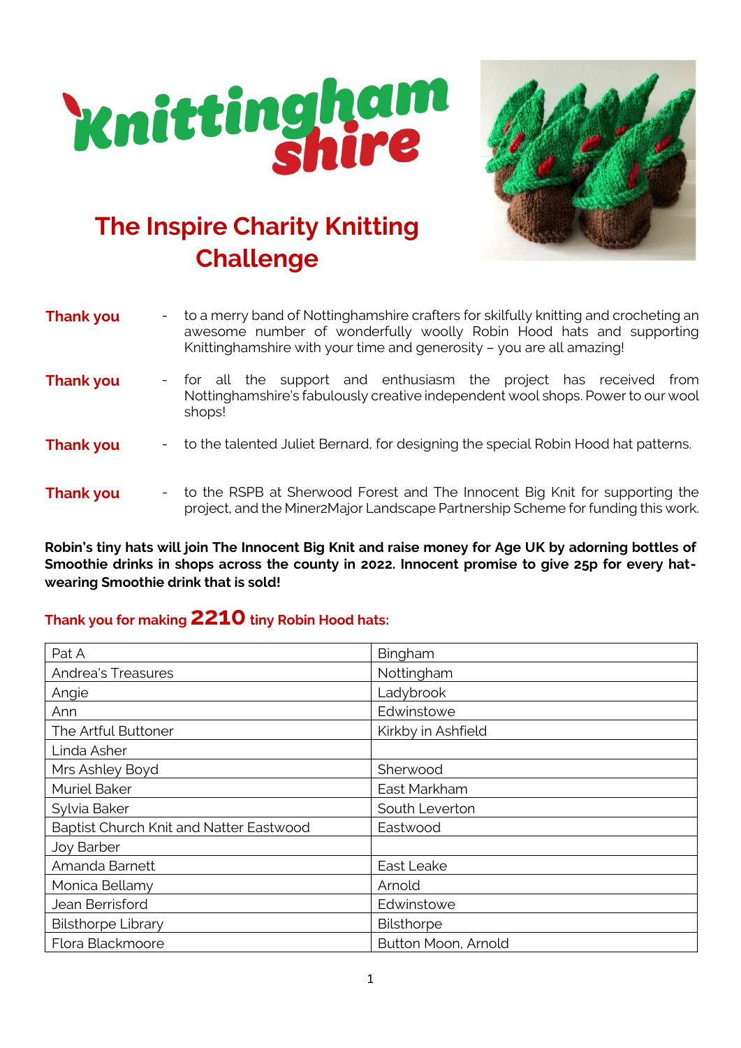# Knittinghamshire

## The Inspire Charity Knitting Challenge

**Thank you** - to a merry band of Nottinghamshire crafters for skilfully knitting and crocheting an awesome number of wonderfully woolly Robin Hood hats and supporting Knittinghamshire with your time and generosity – you are all amazing!

**Thank you** - for all the support and enthusiasm the project has received from Nottinghamshire's fabulously creative independent wool shops. Power to our wool shops!

**Thank you** - to the talented Juliet Bernard, for designing the special Robin Hood hat patterns.

**Thank you** - to the RSPB at Sherwood Forest and The Innocent Big Knit for supporting the project, and the Miner2Major Landscape Partnership Scheme for funding this work.

**Robin's tiny hats will join The Innocent Big Knit and raise money for Age UK by adorning bottles of Smoothie drinks in shops across the county in 2022. Innocent promise to give 25p for every hat-wearing Smoothie drink that is sold!**

### Thank you for making 2210 tiny Robin Hood hats:

| | |
|---|---|
| Pat A | Bingham |
| Andrea's Treasures | Nottingham |
| Angie | Ladybrook |
| Ann | Edwinstowe |
| The Artful Buttoner | Kirkby in Ashfield |
| Linda Asher | |
| Mrs Ashley Boyd | Sherwood |
| Muriel Baker | East Markham |
| Sylvia Baker | South Leverton |
| Baptist Church Knit and Natter Eastwood | Eastwood |
| Joy Barber | |
| Amanda Barnett | East Leake |
| Monica Bellamy | Arnold |
| Jean Berrisford | Edwinstowe |
| Bilsthorpe Library | Bilsthorpe |
| Flora Blackmoore | Button Moon, Arnold |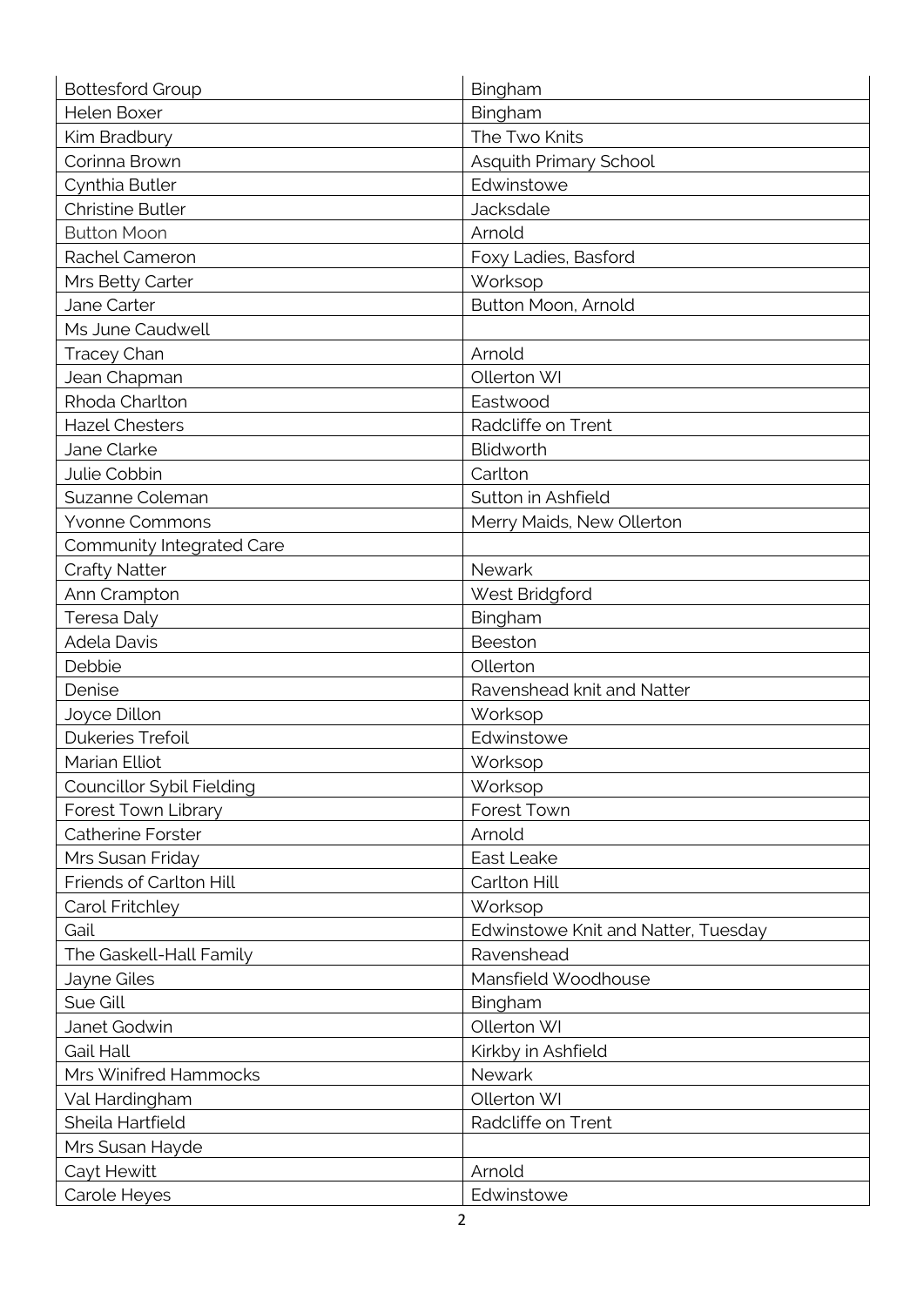| Bottesford Group | Bingham |
|---|---|
| Helen Boxer | Bingham |
| Kim Bradbury | The Two Knits |
| Corinna Brown | Asquith Primary School |
| Cynthia Butler | Edwinstowe |
| Christine Butler | Jacksdale |
| Button Moon | Arnold |
| Rachel Cameron | Foxy Ladies, Basford |
| Mrs Betty Carter | Worksop |
| Jane Carter | Button Moon, Arnold |
| Ms June Caudwell | |
| Tracey Chan | Arnold |
| Jean Chapman | Ollerton WI |
| Rhoda Charlton | Eastwood |
| Hazel Chesters | Radcliffe on Trent |
| Jane Clarke | Blidworth |
| Julie Cobbin | Carlton |
| Suzanne Coleman | Sutton in Ashfield |
| Yvonne Commons | Merry Maids, New Ollerton |
| Community Integrated Care | |
| Crafty Natter | Newark |
| Ann Crampton | West Bridgford |
| Teresa Daly | Bingham |
| Adela Davis | Beeston |
| Debbie | Ollerton |
| Denise | Ravenshead knit and Natter |
| Joyce Dillon | Worksop |
| Dukeries Trefoil | Edwinstowe |
| Marian Elliot | Worksop |
| Councillor Sybil Fielding | Worksop |
| Forest Town Library | Forest Town |
| Catherine Forster | Arnold |
| Mrs Susan Friday | East Leake |
| Friends of Carlton Hill | Carlton Hill |
| Carol Fritchley | Worksop |
| Gail | Edwinstowe Knit and Natter, Tuesday |
| The Gaskell-Hall Family | Ravenshead |
| Jayne Giles | Mansfield Woodhouse |
| Sue Gill | Bingham |
| Janet Godwin | Ollerton WI |
| Gail Hall | Kirkby in Ashfield |
| Mrs Winifred Hammocks | Newark |
| Val Hardingham | Ollerton WI |
| Sheila Hartfield | Radcliffe on Trent |
| Mrs Susan Hayde | |
| Cayt Hewitt | Arnold |
| Carole Heyes | Edwinstowe |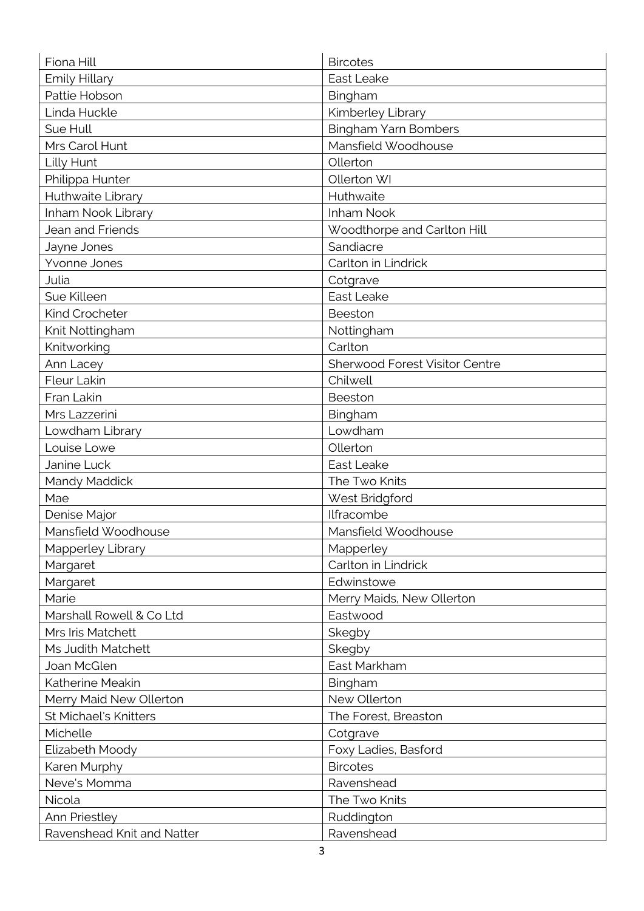| Fiona Hill | Bircotes |
|---|---|
| Emily Hillary | East Leake |
| Pattie Hobson | Bingham |
| Linda Huckle | Kimberley Library |
| Sue Hull | Bingham Yarn Bombers |
| Mrs Carol Hunt | Mansfield Woodhouse |
| Lilly Hunt | Ollerton |
| Philippa Hunter | Ollerton WI |
| Huthwaite Library | Huthwaite |
| Inham Nook Library | Inham Nook |
| Jean and Friends | Woodthorpe and Carlton Hill |
| Jayne Jones | Sandiacre |
| Yvonne Jones | Carlton in Lindrick |
| Julia | Cotgrave |
| Sue Killeen | East Leake |
| Kind Crocheter | Beeston |
| Knit Nottingham | Nottingham |
| Knitworking | Carlton |
| Ann Lacey | Sherwood Forest Visitor Centre |
| Fleur Lakin | Chilwell |
| Fran Lakin | Beeston |
| Mrs Lazzerini | Bingham |
| Lowdham Library | Lowdham |
| Louise Lowe | Ollerton |
| Janine Luck | East Leake |
| Mandy Maddick | The Two Knits |
| Mae | West Bridgford |
| Denise Major | Ilfracombe |
| Mansfield Woodhouse | Mansfield Woodhouse |
| Mapperley Library | Mapperley |
| Margaret | Carlton in Lindrick |
| Margaret | Edwinstowe |
| Marie | Merry Maids, New Ollerton |
| Marshall Rowell & Co Ltd | Eastwood |
| Mrs Iris Matchett | Skegby |
| Ms Judith Matchett | Skegby |
| Joan McGlen | East Markham |
| Katherine Meakin | Bingham |
| Merry Maid New Ollerton | New Ollerton |
| St Michael's Knitters | The Forest, Breaston |
| Michelle | Cotgrave |
| Elizabeth Moody | Foxy Ladies, Basford |
| Karen Murphy | Bircotes |
| Neve's Momma | Ravenshead |
| Nicola | The Two Knits |
| Ann Priestley | Ruddington |
| Ravenshead Knit and Natter | Ravenshead |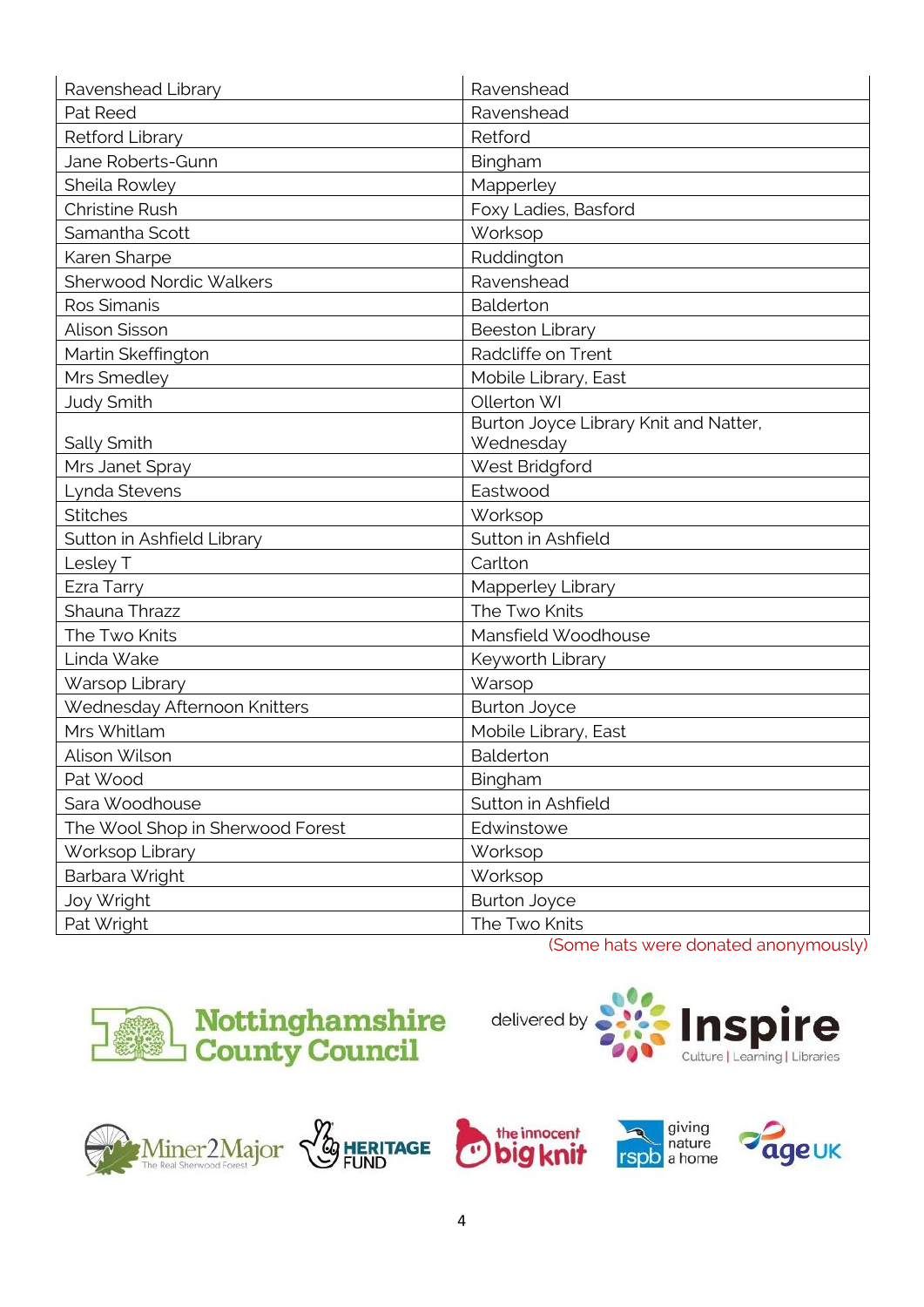| | |
|---|---|
| Ravenshead Library | Ravenshead |
| Pat Reed | Ravenshead |
| Retford Library | Retford |
| Jane Roberts-Gunn | Bingham |
| Sheila Rowley | Mapperley |
| Christine Rush | Foxy Ladies, Basford |
| Samantha Scott | Worksop |
| Karen Sharpe | Ruddington |
| Sherwood Nordic Walkers | Ravenshead |
| Ros Simanis | Balderton |
| Alison Sisson | Beeston Library |
| Martin Skeffington | Radcliffe on Trent |
| Mrs Smedley | Mobile Library, East |
| Judy Smith | Ollerton WI |
| Sally Smith | Burton Joyce Library Knit and Natter, Wednesday |
| Mrs Janet Spray | West Bridgford |
| Lynda Stevens | Eastwood |
| Stitches | Worksop |
| Sutton in Ashfield Library | Sutton in Ashfield |
| Lesley T | Carlton |
| Ezra Tarry | Mapperley Library |
| Shauna Thrazz | The Two Knits |
| The Two Knits | Mansfield Woodhouse |
| Linda Wake | Keyworth Library |
| Warsop Library | Warsop |
| Wednesday Afternoon Knitters | Burton Joyce |
| Mrs Whitlam | Mobile Library, East |
| Alison Wilson | Balderton |
| Pat Wood | Bingham |
| Sara Woodhouse | Sutton in Ashfield |
| The Wool Shop in Sherwood Forest | Edwinstowe |
| Worksop Library | Worksop |
| Barbara Wright | Worksop |
| Joy Wright | Burton Joyce |
| Pat Wright | The Two Knits |

(Some hats were donated anonymously)

Nottinghamshire County Council

delivered by Inspire Culture | Learning | Libraries

Miner2Major The Real Sherwood Forest

HERITAGE FUND

the innocent big knit

rspb giving nature a home

age UK